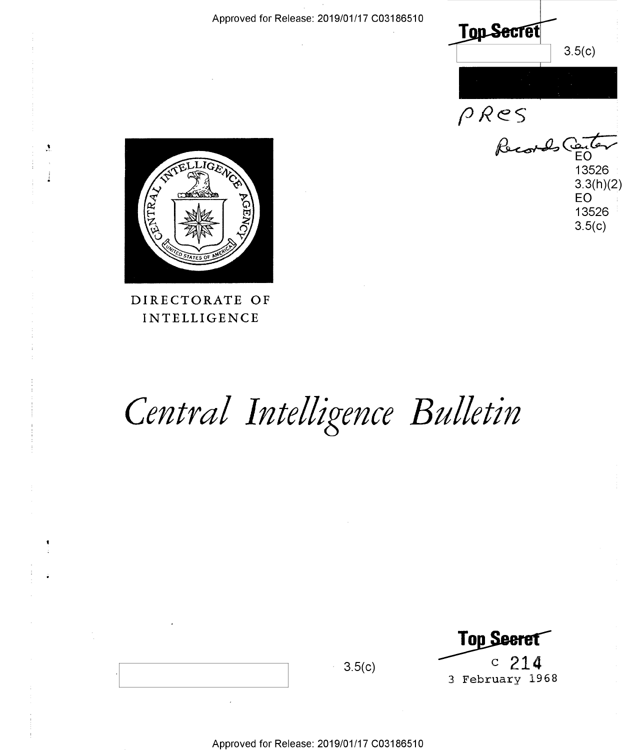Approved for Release: 2019/01/17 C03186510

~~Top Secret~~

3.5(c)

PRES

Records Center

EO 13526 3.3(h)(2)
EO 13526 3.5(c)

DIRECTORATE OF INTELLIGENCE

# *Central Intelligence Bulletin*

3.5(c)

~~Top Secret~~

c 214

3 February 1968

Approved for Release: 2019/01/17 C03186510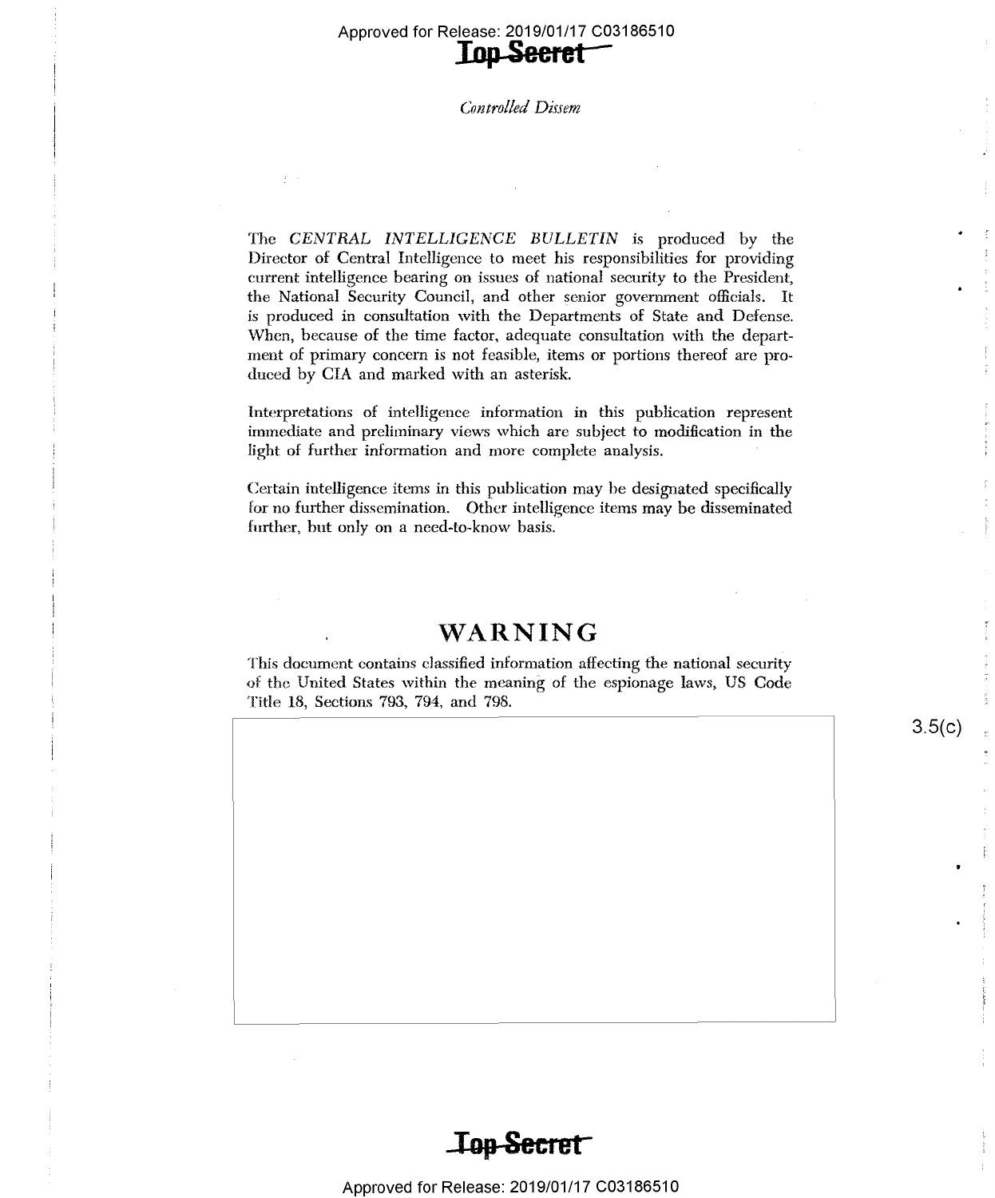**Top Secret**

*Controlled Dissem*

The *CENTRAL INTELLIGENCE BULLETIN* is produced by the Director of Central Intelligence to meet his responsibilities for providing current intelligence bearing on issues of national security to the President, the National Security Council, and other senior government officials. It is produced in consultation with the Departments of State and Defense. When, because of the time factor, adequate consultation with the department of primary concern is not feasible, items or portions thereof are produced by CIA and marked with an asterisk.

Interpretations of intelligence information in this publication represent immediate and preliminary views which are subject to modification in the light of further information and more complete analysis.

Certain intelligence items in this publication may be designated specifically for no further dissemination. Other intelligence items may be disseminated further, but only on a need-to-know basis.

## WARNING

This document contains classified information affecting the national security of the United States within the meaning of the espionage laws, US Code Title 18, Sections 793, 794, and 798.

3.5(c)

**Top Secret**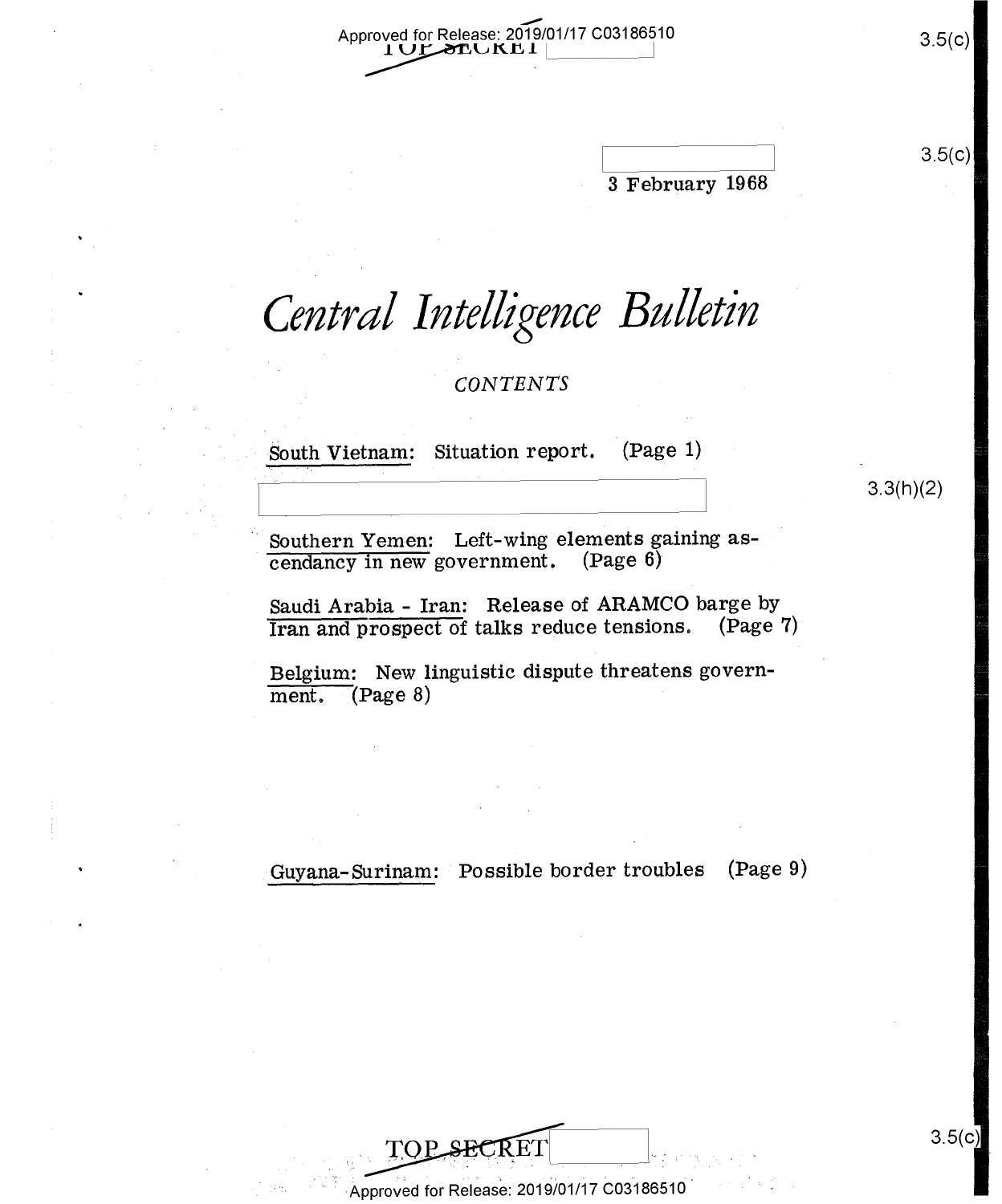3 February 1968

# *Central Intelligence Bulletin*

*CONTENTS*

South Vietnam: Situation report. (Page 1)

Southern Yemen: Left-wing elements gaining ascendancy in new government. (Page 6)

Saudi Arabia - Iran: Release of ARAMCO barge by Iran and prospect of talks reduce tensions. (Page 7)

Belgium: New linguistic dispute threatens government. (Page 8)

Guyana-Surinam: Possible border troubles (Page 9)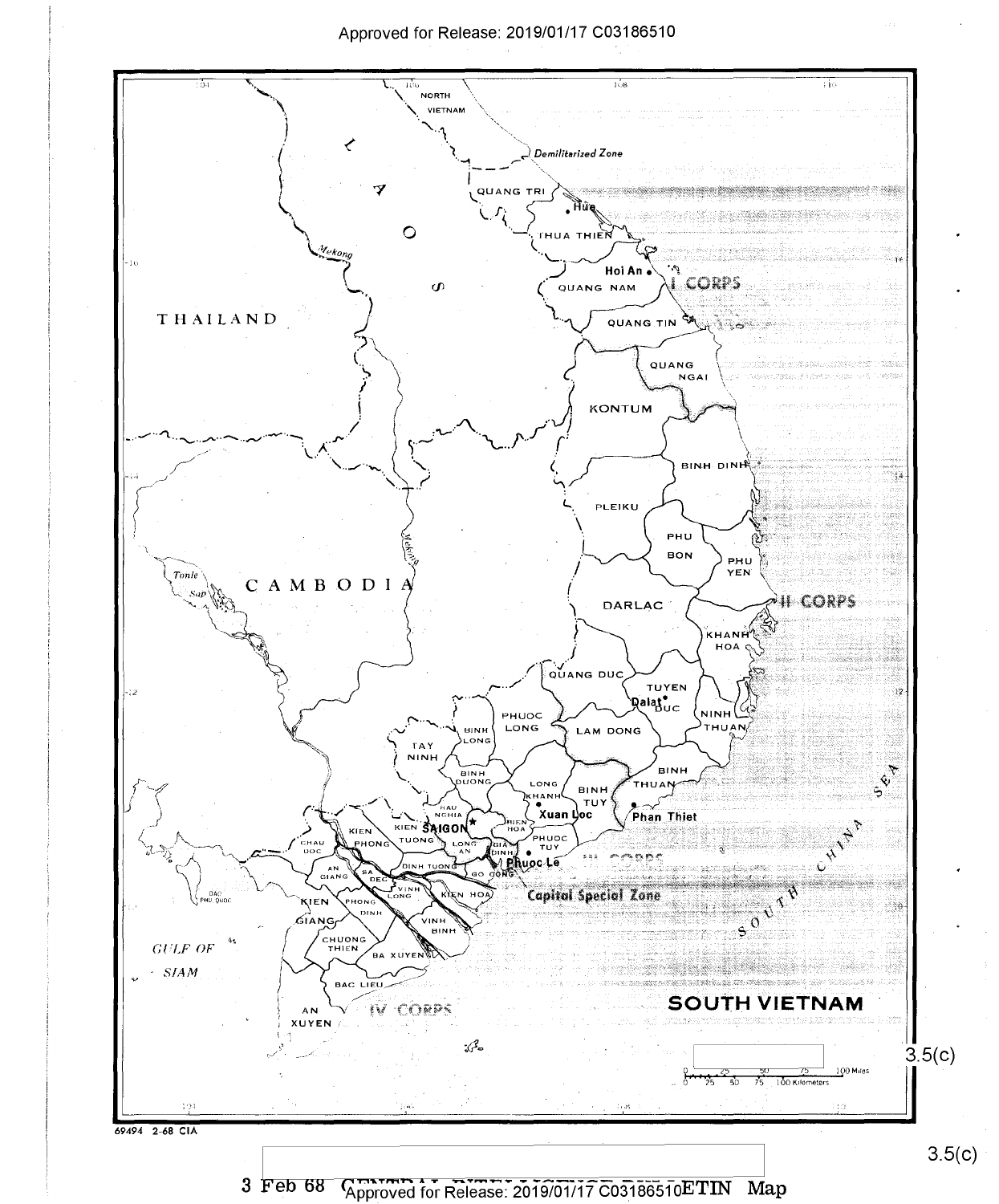SOUTH VIETNAM

NORTH VIETNAM

Demilitarized Zone

LAOS

THAILAND

CAMBODIA

QUANG TRI

Hue

THUA THIEN

Hoi An

QUANG NAM

I CORPS

QUANG TIN

QUANG NGAI

KONTUM

BINH DINH

PLEIKU

PHU BON

PHU YEN

DARLAC

II CORPS

KHANH HOA

QUANG DUC

TUYEN DUC

Dalat

NINH THUAN

PHUOC LONG

BINH LONG

LAM DONG

TAY NINH

BINH DUONG

LONG KHANH

BINH TUY

BINH THUAN

Phan Thiet

Xuan Loc

HAU NGHIA

BIEN HOA

SAIGON

KIEN TUONG

KIEN PHONG

CHAU DOC

LONG AN

GIA DINH

PHUOC TUY

Phuoc Le

AN GIANG

SA DEC

DINH TUONG

GO CONG

Capital Special Zone

VINH LONG

KIEN HOA

KIEN GIANG

PHONG DINH

VINH BINH

CHUONG THIEN

BA XUYEN

BAC LIEU

AN XUYEN

IV CORPS

GULF OF SIAM

DAO PHU QUOC

Tonle Sap

Mekong

SOUTH CHINA SEA

0 25 50 75 100 Miles

0 25 50 75 100 Kilometers

3.5(c)

69494 2-68 CIA

3.5(c)

3 Feb 68 CENTRAL INTELLIGENCE BULLETIN Map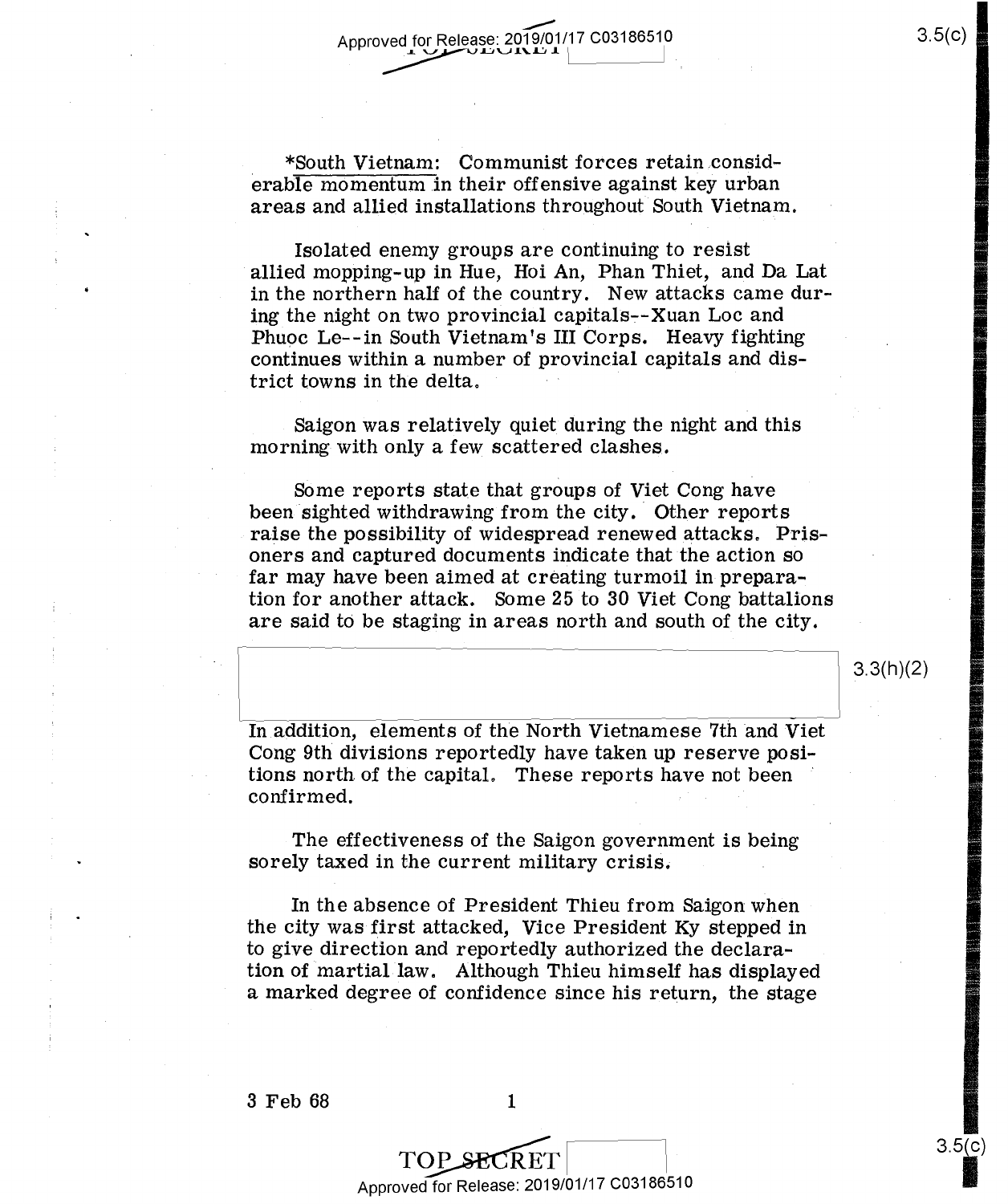*South Vietnam: Communist forces retain considerable momentum in their offensive against key urban areas and allied installations throughout South Vietnam.

Isolated enemy groups are continuing to resist allied mopping-up in Hue, Hoi An, Phan Thiet, and Da Lat in the northern half of the country. New attacks came during the night on two provincial capitals--Xuan Loc and Phuoc Le--in South Vietnam's III Corps. Heavy fighting continues within a number of provincial capitals and district towns in the delta.

Saigon was relatively quiet during the night and this morning with only a few scattered clashes.

Some reports state that groups of Viet Cong have been sighted withdrawing from the city. Other reports raise the possibility of widespread renewed attacks. Prisoners and captured documents indicate that the action so far may have been aimed at creating turmoil in preparation for another attack. Some 25 to 30 Viet Cong battalions are said to be staging in areas north and south of the city.

3.3(h)(2)

In addition, elements of the North Vietnamese 7th and Viet Cong 9th divisions reportedly have taken up reserve positions north of the capital. These reports have not been confirmed.

The effectiveness of the Saigon government is being sorely taxed in the current military crisis.

In the absence of President Thieu from Saigon when the city was first attacked, Vice President Ky stepped in to give direction and reportedly authorized the declaration of martial law. Although Thieu himself has displayed a marked degree of confidence since his return, the stage

3 Feb 68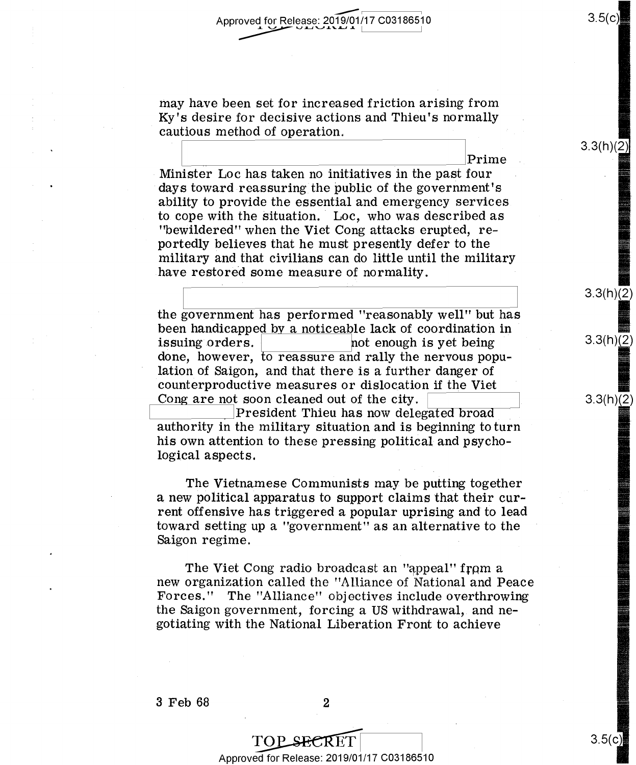may have been set for increased friction arising from Ky's desire for decisive actions and Thieu's normally cautious method of operation.

Prime Minister Loc has taken no initiatives in the past four days toward reassuring the public of the government's ability to provide the essential and emergency services to cope with the situation. Loc, who was described as "bewildered" when the Viet Cong attacks erupted, reportedly believes that he must presently defer to the military and that civilians can do little until the military have restored some measure of normality.

the government has performed "reasonably well" but has been handicapped by a noticeable lack of coordination in issuing orders. not enough is yet being done, however, to reassure and rally the nervous population of Saigon, and that there is a further danger of counterproductive measures or dislocation if the Viet Cong are not soon cleaned out of the city. President Thieu has now delegated broad authority in the military situation and is beginning to turn his own attention to these pressing political and psychological aspects.

The Vietnamese Communists may be putting together a new political apparatus to support claims that their current offensive has triggered a popular uprising and to lead toward setting up a "government" as an alternative to the Saigon regime.

The Viet Cong radio broadcast an "appeal" from a new organization called the "Alliance of National and Peace Forces." The "Alliance" objectives include overthrowing the Saigon government, forcing a US withdrawal, and negotiating with the National Liberation Front to achieve

3 Feb 68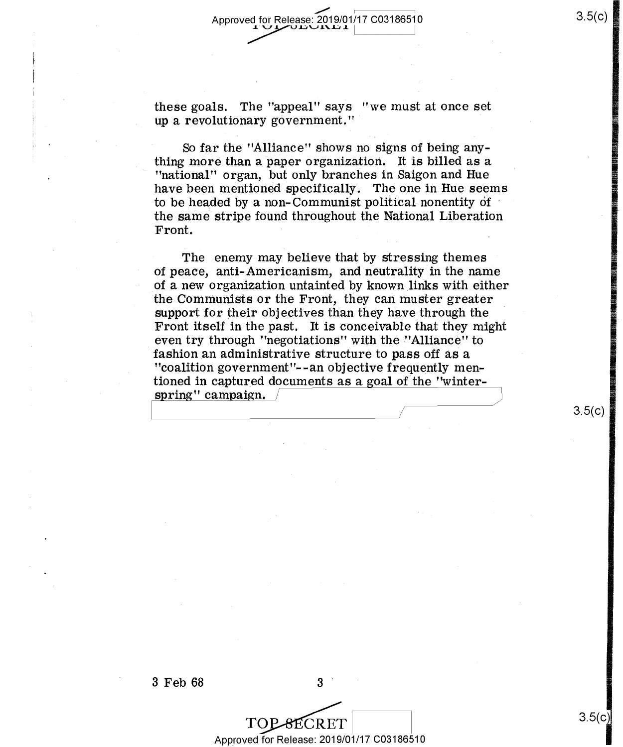these goals. The "appeal" says "we must at once set up a revolutionary government."

So far the "Alliance" shows no signs of being anything more than a paper organization. It is billed as a "national" organ, but only branches in Saigon and Hue have been mentioned specifically. The one in Hue seems to be headed by a non-Communist political nonentity of the same stripe found throughout the National Liberation Front.

The enemy may believe that by stressing themes of peace, anti-Americanism, and neutrality in the name of a new organization untainted by known links with either the Communists or the Front, they can muster greater support for their objectives than they have through the Front itself in the past. It is conceivable that they might even try through "negotiations" with the "Alliance" to fashion an administrative structure to pass off as a "coalition government"--an objective frequently mentioned in captured documents as a goal of the "winter-spring" campaign.

3 Feb 68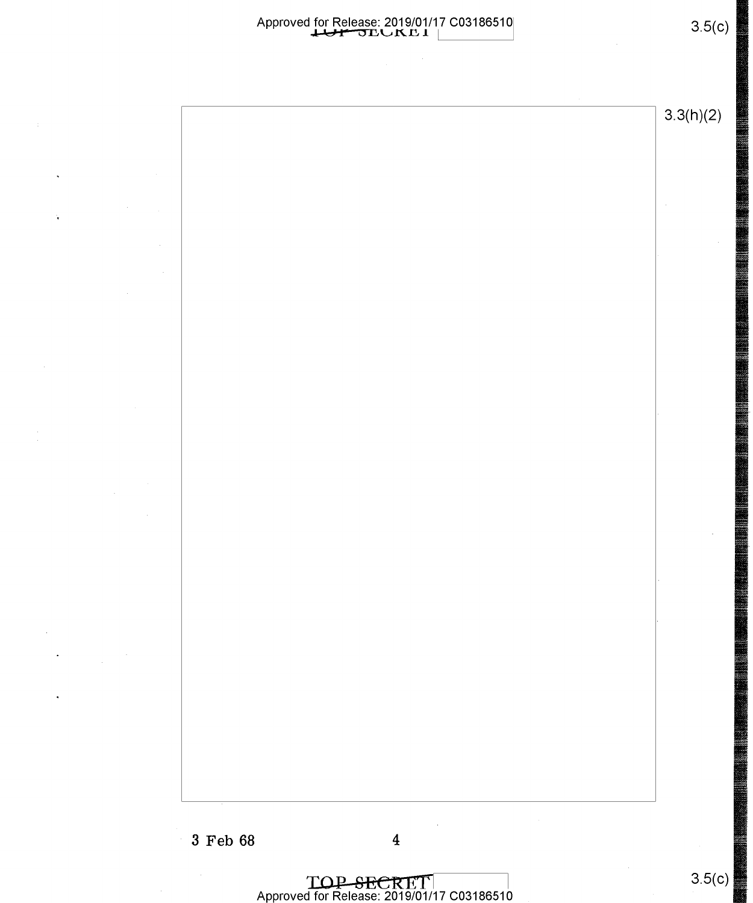3.3(h)(2)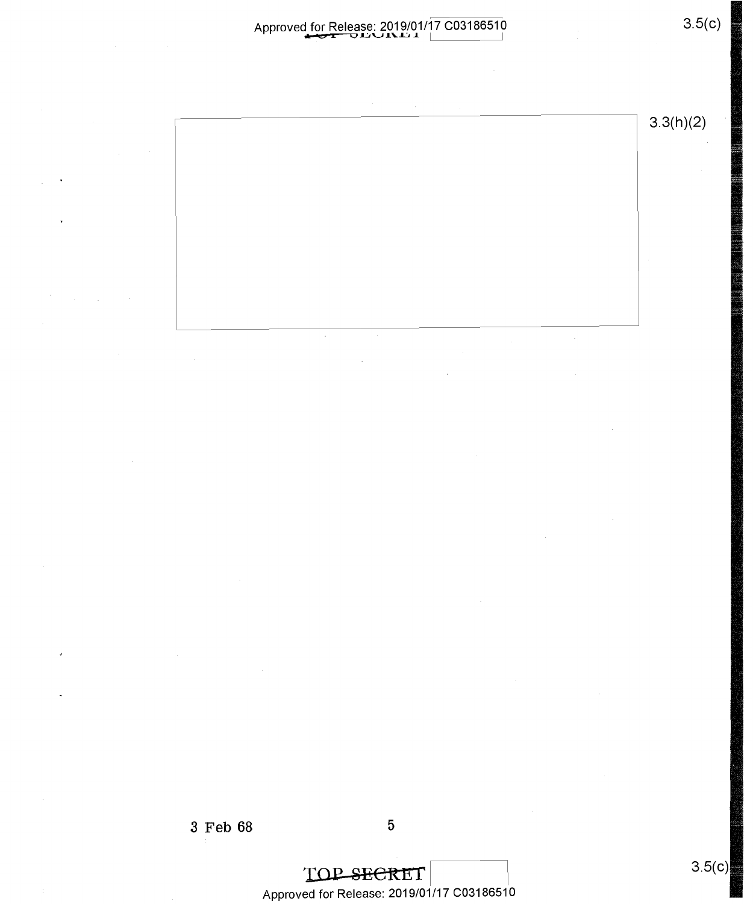3.3(h)(2)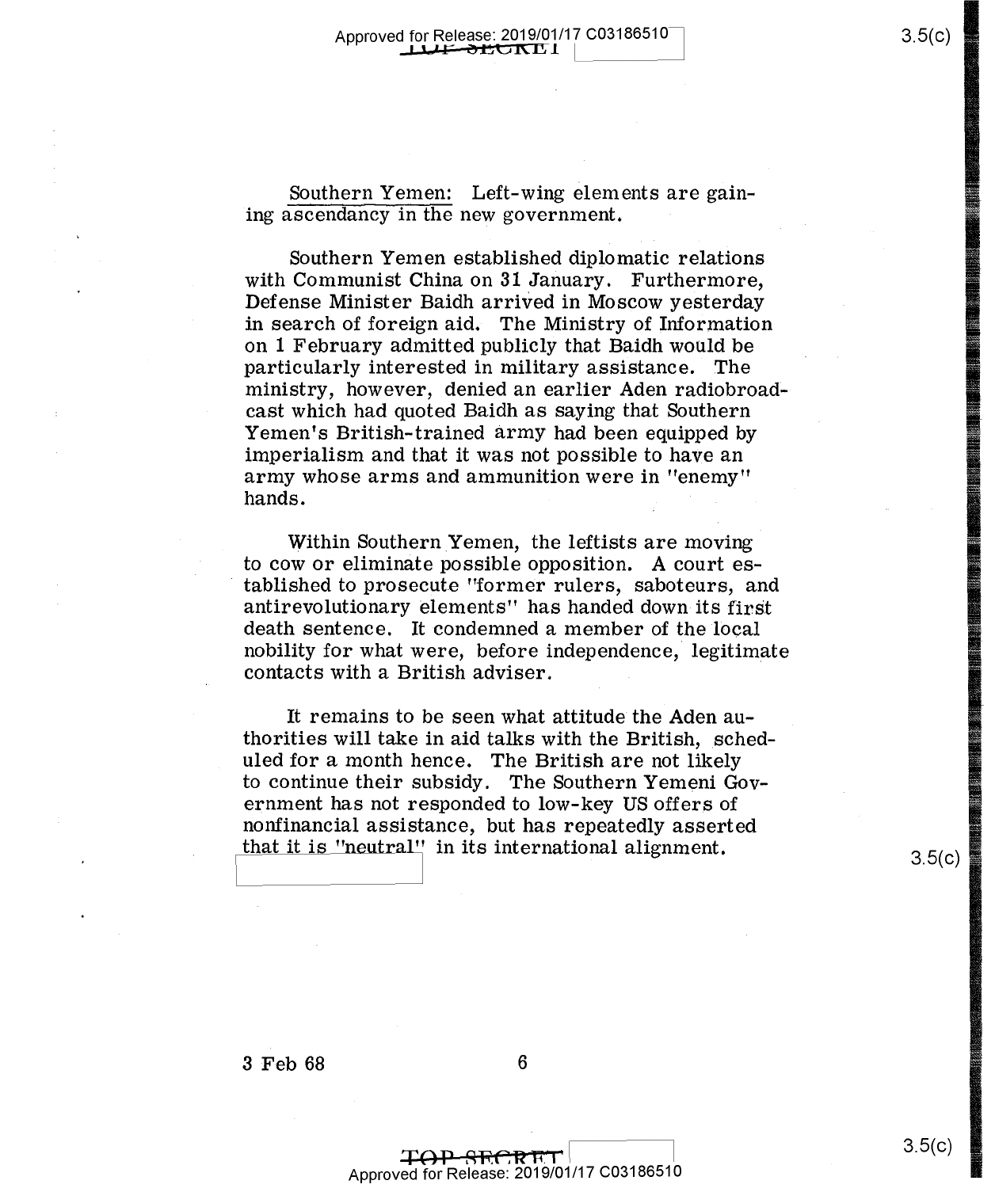Southern Yemen: Left-wing elements are gaining ascendancy in the new government.

Southern Yemen established diplomatic relations with Communist China on 31 January. Furthermore, Defense Minister Baidh arrived in Moscow yesterday in search of foreign aid. The Ministry of Information on 1 February admitted publicly that Baidh would be particularly interested in military assistance. The ministry, however, denied an earlier Aden radiobroadcast which had quoted Baidh as saying that Southern Yemen's British-trained army had been equipped by imperialism and that it was not possible to have an army whose arms and ammunition were in "enemy" hands.

Within Southern Yemen, the leftists are moving to cow or eliminate possible opposition. A court established to prosecute "former rulers, saboteurs, and antirevolutionary elements" has handed down its first death sentence. It condemned a member of the local nobility for what were, before independence, legitimate contacts with a British adviser.

It remains to be seen what attitude the Aden authorities will take in aid talks with the British, scheduled for a month hence. The British are not likely to continue their subsidy. The Southern Yemeni Government has not responded to low-key US offers of nonfinancial assistance, but has repeatedly asserted that it is "neutral" in its international alignment.

3 Feb 68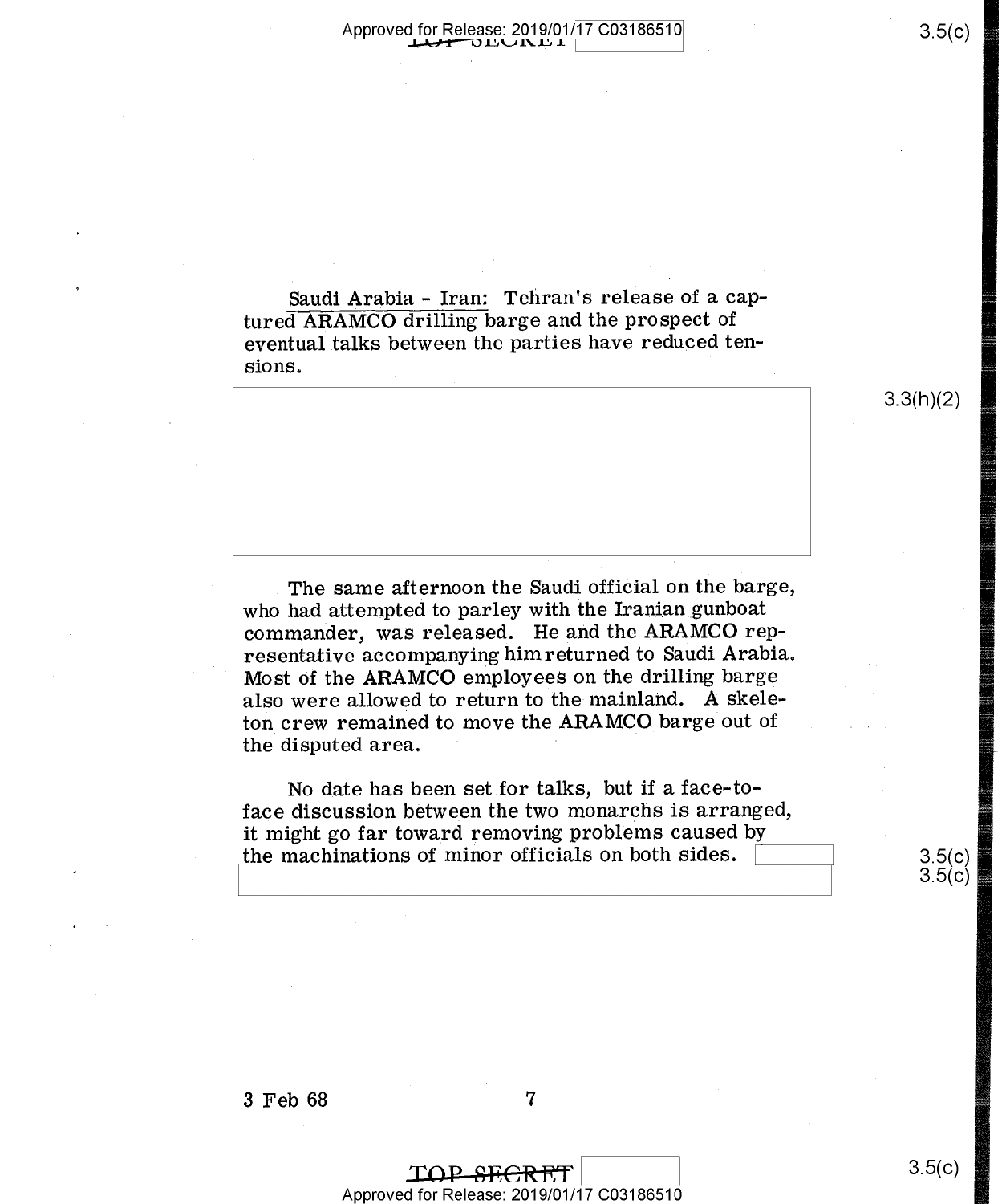Saudi Arabia - Iran: Tehran's release of a captured ARAMCO drilling barge and the prospect of eventual talks between the parties have reduced tensions.

The same afternoon the Saudi official on the barge, who had attempted to parley with the Iranian gunboat commander, was released. He and the ARAMCO representative accompanying him returned to Saudi Arabia. Most of the ARAMCO employees on the drilling barge also were allowed to return to the mainland. A skeleton crew remained to move the ARAMCO barge out of the disputed area.

No date has been set for talks, but if a face-to-face discussion between the two monarchs is arranged, it might go far toward removing problems caused by the machinations of minor officials on both sides.

3 Feb 68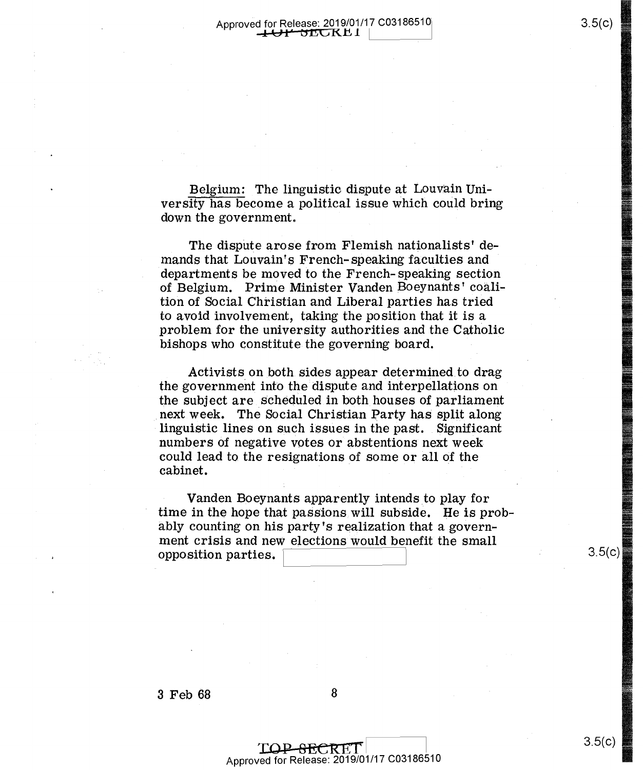Belgium: The linguistic dispute at Louvain University has become a political issue which could bring down the government.

The dispute arose from Flemish nationalists' demands that Louvain's French-speaking faculties and departments be moved to the French-speaking section of Belgium. Prime Minister Vanden Boeynants' coalition of Social Christian and Liberal parties has tried to avoid involvement, taking the position that it is a problem for the university authorities and the Catholic bishops who constitute the governing board.

Activists on both sides appear determined to drag the government into the dispute and interpellations on the subject are scheduled in both houses of parliament next week. The Social Christian Party has split along linguistic lines on such issues in the past. Significant numbers of negative votes or abstentions next week could lead to the resignations of some or all of the cabinet.

Vanden Boeynants apparently intends to play for time in the hope that passions will subside. He is probably counting on his party's realization that a government crisis and new elections would benefit the small opposition parties.

3 Feb 68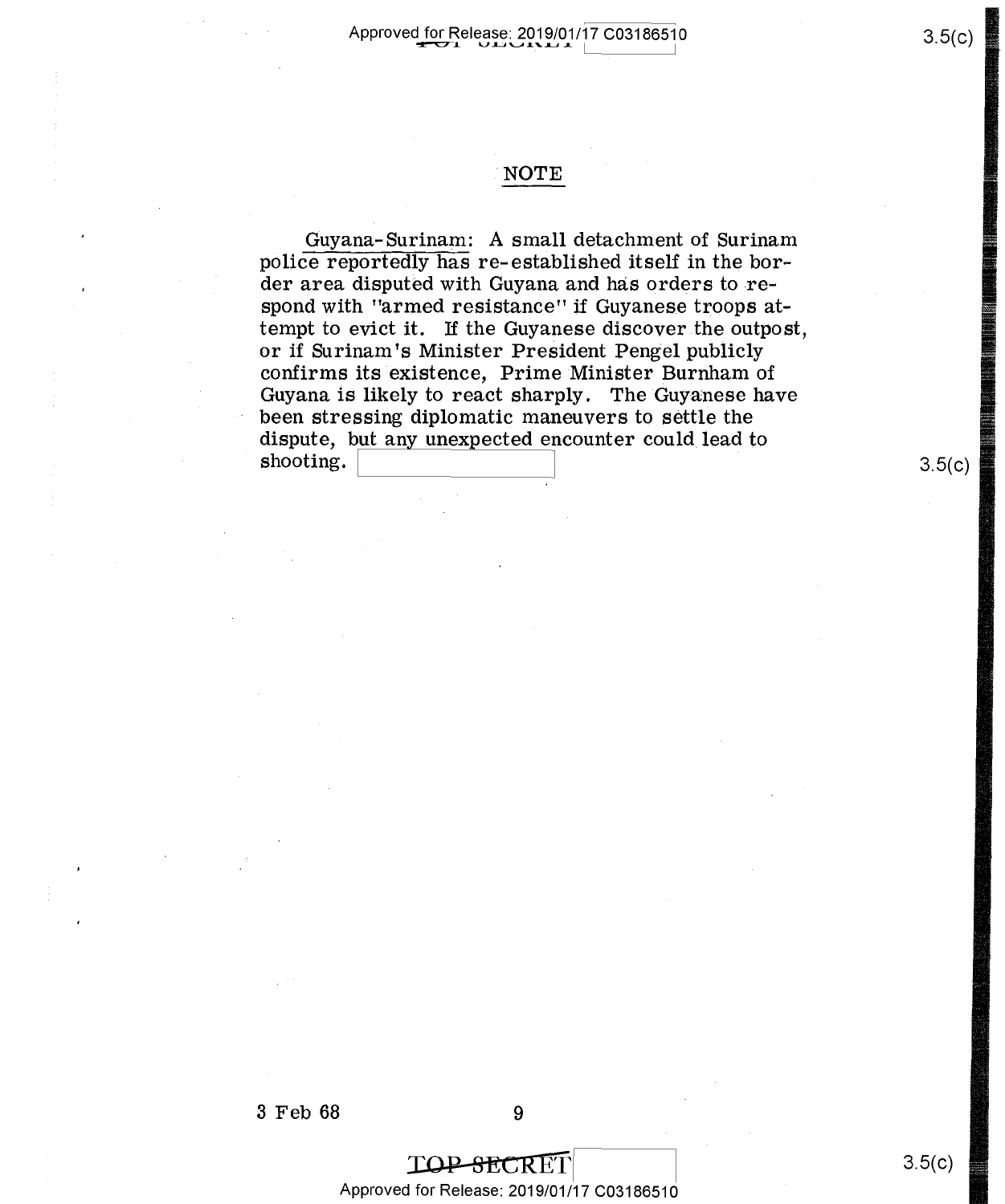## NOTE

Guyana-Surinam: A small detachment of Surinam police reportedly has re-established itself in the border area disputed with Guyana and has orders to respond with "armed resistance" if Guyanese troops attempt to evict it. If the Guyanese discover the outpost, or if Surinam's Minister President Pengel publicly confirms its existence, Prime Minister Burnham of Guyana is likely to react sharply. The Guyanese have been stressing diplomatic maneuvers to settle the dispute, but any unexpected encounter could lead to shooting.

3 Feb 68